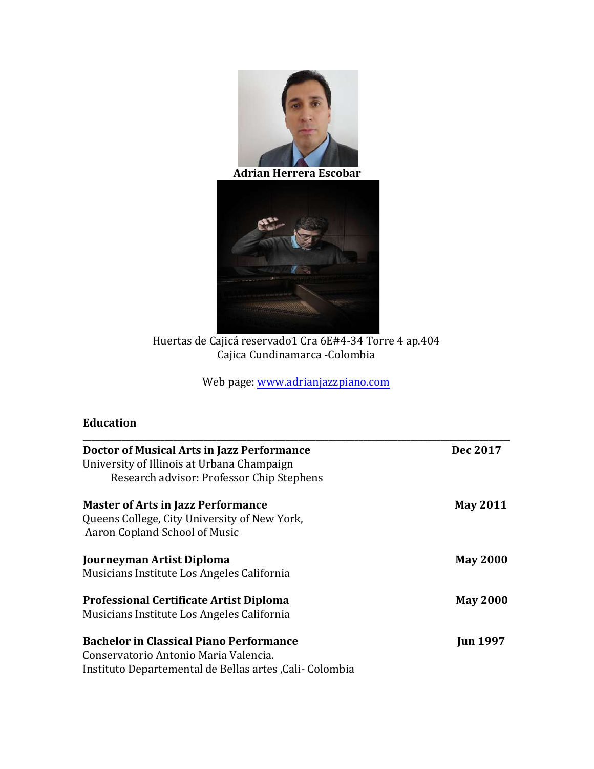**Adrian Herrera Escobar**

Huertas de Cajicá reservado1 Cra 6E#4-34 Torre 4 ap.404
Cajica Cundinamarca -Colombia

Web page: [www.adrianjazzpiano.com](http://www.adrianjazzpiano.com)

## Education

---

**Doctor of Musical Arts in Jazz Performance** **Dec 2017**
University of Illinois at Urbana Champaign
Research advisor: Professor Chip Stephens

**Master of Arts in Jazz Performance** **May 2011**
Queens College, City University of New York,
Aaron Copland School of Music

**Journeyman Artist Diploma** **May 2000**
Musicians Institute Los Angeles California

**Professional Certificate Artist Diploma** **May 2000**
Musicians Institute Los Angeles California

**Bachelor in Classical Piano Performance** **Jun 1997**
Conservatorio Antonio Maria Valencia.
Instituto Departemental de Bellas artes ,Cali- Colombia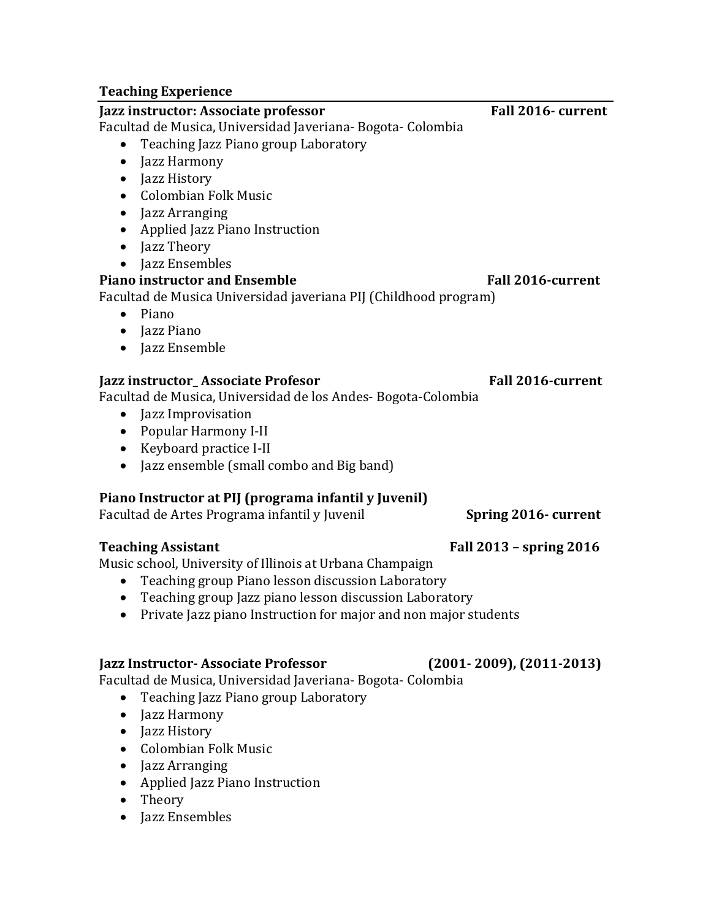## Teaching Experience

**Jazz instructor: Associate professor** **Fall 2016- current**

Facultad de Musica, Universidad Javeriana- Bogota- Colombia

- Teaching Jazz Piano group Laboratory
- Jazz Harmony
- Jazz History
- Colombian Folk Music
- Jazz Arranging
- Applied Jazz Piano Instruction
- Jazz Theory
- Jazz Ensembles

**Piano instructor and Ensemble** **Fall 2016-current**

Facultad de Musica Universidad javeriana PIJ (Childhood program)

- Piano
- Jazz Piano
- Jazz Ensemble

**Jazz instructor_ Associate Profesor** **Fall 2016-current**

Facultad de Musica, Universidad de los Andes- Bogota-Colombia

- Jazz Improvisation
- Popular Harmony I-II
- Keyboard practice I-II
- Jazz ensemble (small combo and Big band)

**Piano Instructor at PIJ (programa infantil y Juvenil)**

Facultad de Artes Programa infantil y Juvenil **Spring 2016- current**

**Teaching Assistant** **Fall 2013 – spring 2016**

Music school, University of Illinois at Urbana Champaign

- Teaching group Piano lesson discussion Laboratory
- Teaching group Jazz piano lesson discussion Laboratory
- Private Jazz piano Instruction for major and non major students

**Jazz Instructor- Associate Professor** **(2001- 2009), (2011-2013)**

Facultad de Musica, Universidad Javeriana- Bogota- Colombia

- Teaching Jazz Piano group Laboratory
- Jazz Harmony
- Jazz History
- Colombian Folk Music
- Jazz Arranging
- Applied Jazz Piano Instruction
- Theory
- Jazz Ensembles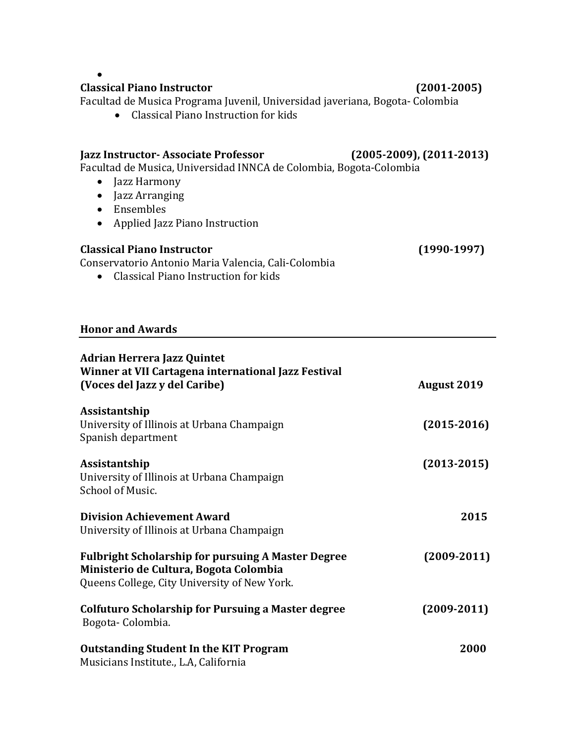- 

**Classical Piano Instructor** **(2001-2005)**
Facultad de Musica Programa Juvenil, Universidad javeriana, Bogota- Colombia

- Classical Piano Instruction for kids

**Jazz Instructor- Associate Professor** **(2005-2009), (2011-2013)**
Facultad de Musica, Universidad INNCA de Colombia, Bogota-Colombia

- Jazz Harmony
- Jazz Arranging
- Ensembles
- Applied Jazz Piano Instruction

**Classical Piano Instructor** **(1990-1997)**
Conservatorio Antonio Maria Valencia, Cali-Colombia

- Classical Piano Instruction for kids

## Honor and Awards

**Adrian Herrera Jazz Quintet**
**Winner at VII Cartagena international Jazz Festival**
**(Voces del Jazz y del Caribe)** **August 2019**

**Assistantship**
University of Illinois at Urbana Champaign **(2015-2016)**
Spanish department

**Assistantship** **(2013-2015)**
University of Illinois at Urbana Champaign
School of Music.

**Division Achievement Award** **2015**
University of Illinois at Urbana Champaign

**Fulbright Scholarship for pursuing A Master Degree** **(2009-2011)**
**Ministerio de Cultura, Bogota Colombia**
Queens College, City University of New York.

**Colfuturo Scholarship for Pursuing a Master degree** **(2009-2011)**
Bogota- Colombia.

**Outstanding Student In the KIT Program** **2000**
Musicians Institute., L.A, California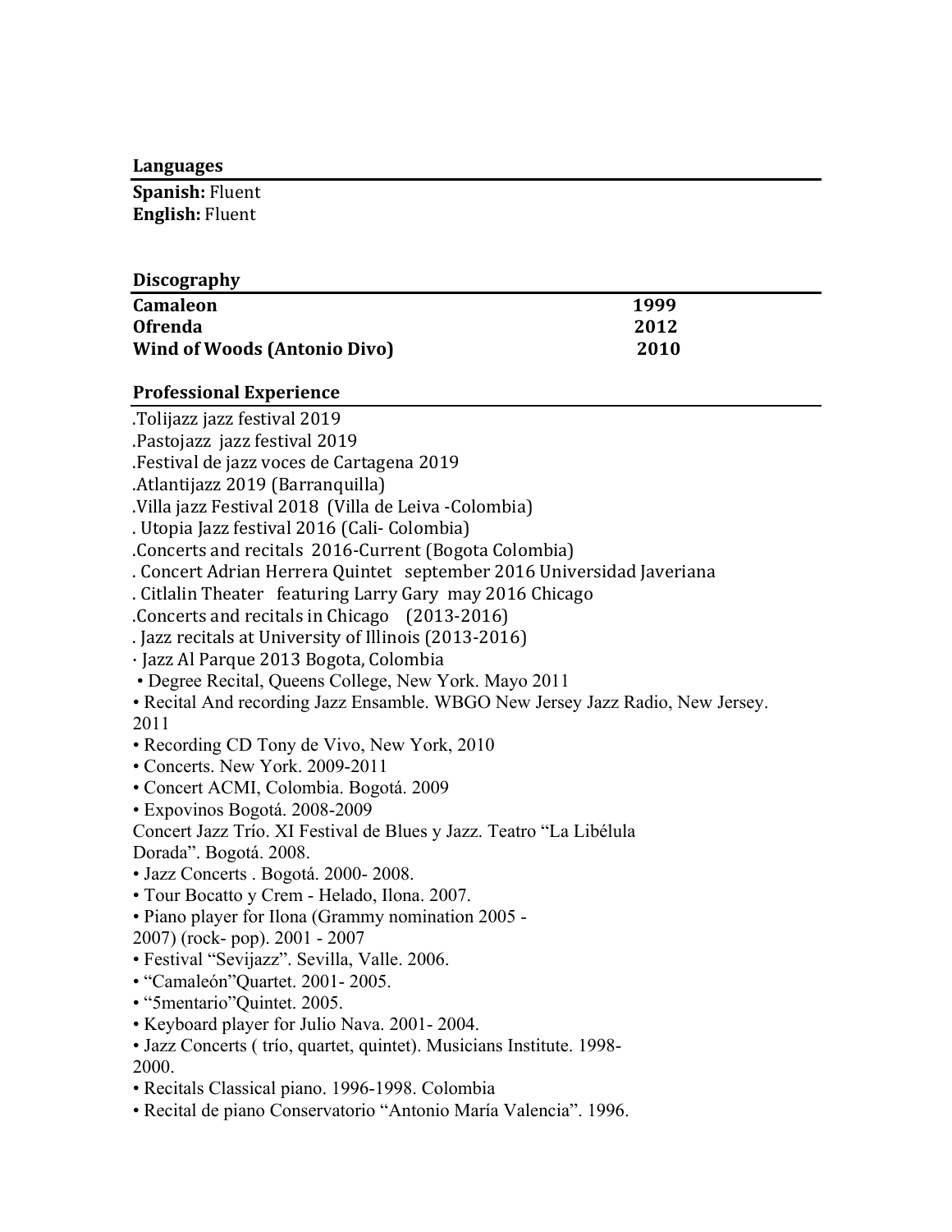## Languages

**Spanish:** Fluent
**English:** Fluent

## Discography

| | |
|---|---|
| **Camaleon** | **1999** |
| **Ofrenda** | **2012** |
| **Wind of Woods (Antonio Divo)** | **2010** |

## Professional Experience

.Tolijazz jazz festival 2019
.Pastojazz jazz festival 2019
.Festival de jazz voces de Cartagena 2019
.Atlantijazz 2019 (Barranquilla)
.Villa jazz Festival 2018 (Villa de Leiva -Colombia)
. Utopia Jazz festival 2016 (Cali- Colombia)
.Concerts and recitals 2016-Current (Bogota Colombia)
. Concert Adrian Herrera Quintet september 2016 Universidad Javeriana
. Citlalin Theater featuring Larry Gary may 2016 Chicago
.Concerts and recitals in Chicago (2013-2016)
. Jazz recitals at University of Illinois (2013-2016)
· Jazz Al Parque 2013 Bogota, Colombia

- Degree Recital, Queens College, New York. Mayo 2011
- Recital And recording Jazz Ensamble. WBGO New Jersey Jazz Radio, New Jersey. 2011
- Recording CD Tony de Vivo, New York, 2010
- Concerts. New York. 2009-2011
- Concert ACMI, Colombia. Bogotá. 2009
- Expovinos Bogotá. 2008-2009

Concert Jazz Trío. XI Festival de Blues y Jazz. Teatro "La Libélula Dorada". Bogotá. 2008.

- Jazz Concerts . Bogotá. 2000- 2008.
- Tour Bocatto y Crem - Helado, Ilona. 2007.
- Piano player for Ilona (Grammy nomination 2005 - 2007) (rock- pop). 2001 - 2007
- Festival "Sevijazz". Sevilla, Valle. 2006.
- "Camaleón"Quartet. 2001- 2005.
- "5mentario"Quintet. 2005.
- Keyboard player for Julio Nava. 2001- 2004.
- Jazz Concerts ( trío, quartet, quintet). Musicians Institute. 1998- 2000.
- Recitals Classical piano. 1996-1998. Colombia
- Recital de piano Conservatorio "Antonio María Valencia". 1996.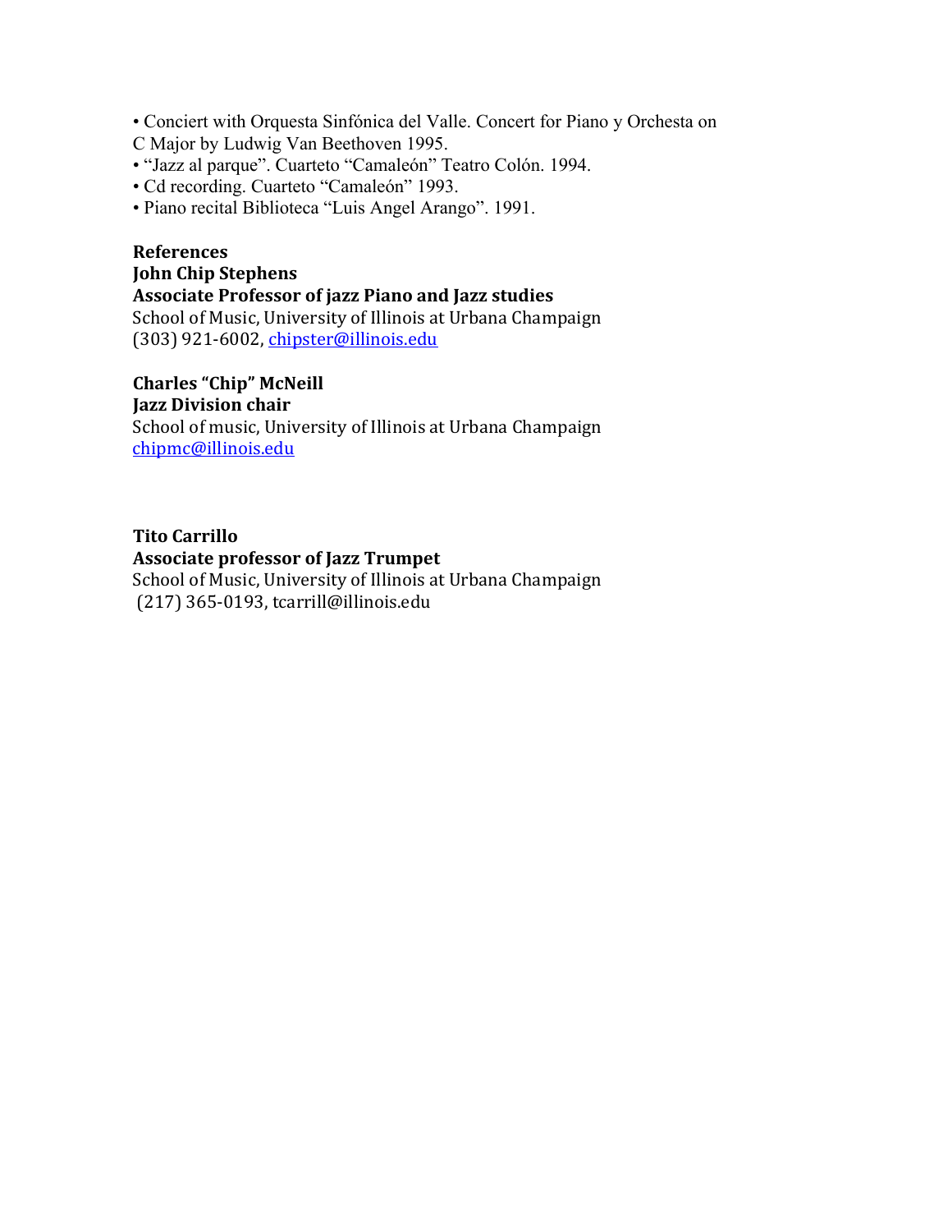- Conciert with Orquesta Sinfónica del Valle. Concert for Piano y Orchesta on C Major by Ludwig Van Beethoven 1995.
- "Jazz al parque". Cuarteto "Camaleón" Teatro Colón. 1994.
- Cd recording. Cuarteto "Camaleón" 1993.
- Piano recital Biblioteca "Luis Angel Arango". 1991.

**References**

**John Chip Stephens**
**Associate Professor of jazz Piano and Jazz studies**
School of Music, University of Illinois at Urbana Champaign
(303) 921-6002, chipster@illinois.edu

**Charles "Chip" McNeill**
**Jazz Division chair**
School of music, University of Illinois at Urbana Champaign
chipmc@illinois.edu

**Tito Carrillo**
**Associate professor of Jazz Trumpet**
School of Music, University of Illinois at Urbana Champaign
(217) 365-0193, tcarrill@illinois.edu